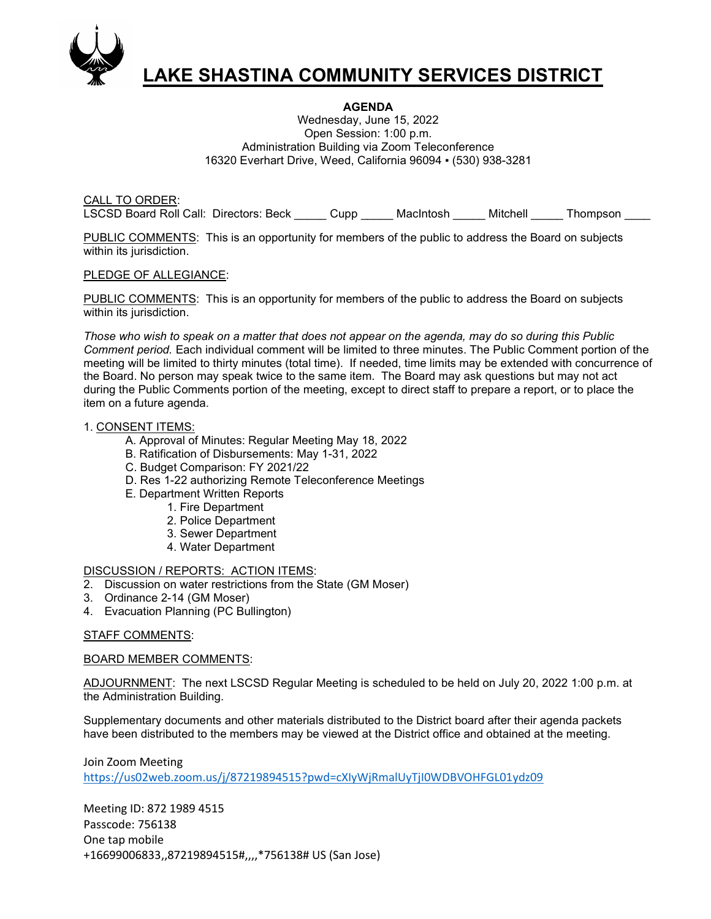# LAKE SHASTINA COMMUNITY SERVICES DISTRICT

**AGENDA**

Wednesday, June 15, 2022
Open Session: 1:00 p.m.
Administration Building via Zoom Teleconference
16320 Everhart Drive, Weed, California 96094 ▪ (530) 938-3281

CALL TO ORDER:
LSCSD Board Roll Call: Directors: Beck _____ Cupp _____ MacIntosh _____ Mitchell _____ Thompson ____

PUBLIC COMMENTS: This is an opportunity for members of the public to address the Board on subjects within its jurisdiction.

PLEDGE OF ALLEGIANCE:

PUBLIC COMMENTS: This is an opportunity for members of the public to address the Board on subjects within its jurisdiction.

*Those who wish to speak on a matter that does not appear on the agenda, may do so during this Public Comment period.* Each individual comment will be limited to three minutes. The Public Comment portion of the meeting will be limited to thirty minutes (total time). If needed, time limits may be extended with concurrence of the Board. No person may speak twice to the same item. The Board may ask questions but may not act during the Public Comments portion of the meeting, except to direct staff to prepare a report, or to place the item on a future agenda.

1. CONSENT ITEMS:
   - A. Approval of Minutes: Regular Meeting May 18, 2022
   - B. Ratification of Disbursements: May 1-31, 2022
   - C. Budget Comparison: FY 2021/22
   - D. Res 1-22 authorizing Remote Teleconference Meetings
   - E. Department Written Reports
     1. Fire Department
     2. Police Department
     3. Sewer Department
     4. Water Department

DISCUSSION / REPORTS: ACTION ITEMS:

2. Discussion on water restrictions from the State (GM Moser)
3. Ordinance 2-14 (GM Moser)
4. Evacuation Planning (PC Bullington)

STAFF COMMENTS:

BOARD MEMBER COMMENTS:

ADJOURNMENT: The next LSCSD Regular Meeting is scheduled to be held on July 20, 2022 1:00 p.m. at the Administration Building.

Supplementary documents and other materials distributed to the District board after their agenda packets have been distributed to the members may be viewed at the District office and obtained at the meeting.

Join Zoom Meeting
https://us02web.zoom.us/j/87219894515?pwd=cXIyWjRmalUyTjI0WDBVOHFGL01ydz09

Meeting ID: 872 1989 4515
Passcode: 756138
One tap mobile
+16699006833,,87219894515#,,,,*756138# US (San Jose)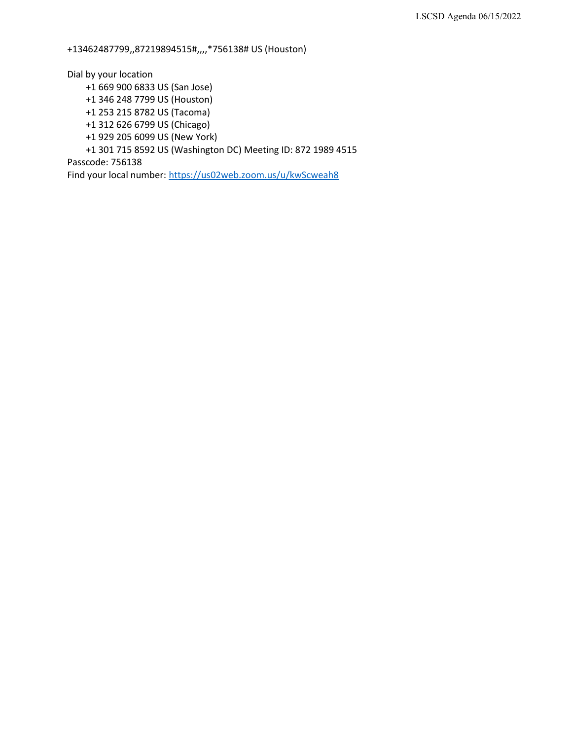+13462487799,,87219894515#,,,,*756138# US (Houston)

Dial by your location

- +1 669 900 6833 US (San Jose)
- +1 346 248 7799 US (Houston)
- +1 253 215 8782 US (Tacoma)
- +1 312 626 6799 US (Chicago)
- +1 929 205 6099 US (New York)
- +1 301 715 8592 US (Washington DC) Meeting ID: 872 1989 4515

Passcode: 756138

Find your local number: [https://us02web.zoom.us/u/kwScweah8](https://us02web.zoom.us/u/kwScweah8)